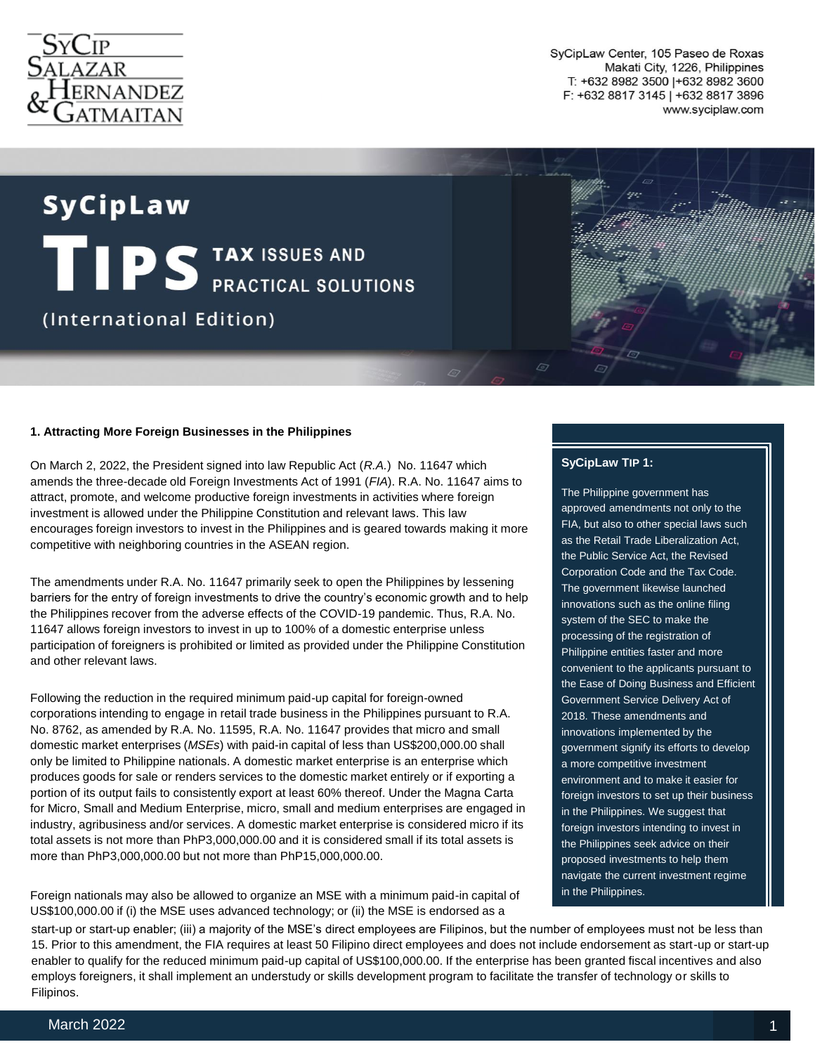SyCipLaw Center, 105 Paseo de Roxas
Makati City, 1226, Philippines
T: +632 8982 3500 |+632 8982 3600
F: +632 8817 3145 | +632 8817 3896
www.syciplaw.com

# SyCipLaw TIPS TAX ISSUES AND PRACTICAL SOLUTIONS (International Edition)

### 1. Attracting More Foreign Businesses in the Philippines

On March 2, 2022, the President signed into law Republic Act (*R.A.*) No. 11647 which amends the three-decade old Foreign Investments Act of 1991 (*FIA*). R.A. No. 11647 aims to attract, promote, and welcome productive foreign investments in activities where foreign investment is allowed under the Philippine Constitution and relevant laws. This law encourages foreign investors to invest in the Philippines and is geared towards making it more competitive with neighboring countries in the ASEAN region.

The amendments under R.A. No. 11647 primarily seek to open the Philippines by lessening barriers for the entry of foreign investments to drive the country's economic growth and to help the Philippines recover from the adverse effects of the COVID-19 pandemic. Thus, R.A. No. 11647 allows foreign investors to invest in up to 100% of a domestic enterprise unless participation of foreigners is prohibited or limited as provided under the Philippine Constitution and other relevant laws.

Following the reduction in the required minimum paid-up capital for foreign-owned corporations intending to engage in retail trade business in the Philippines pursuant to R.A. No. 8762, as amended by R.A. No. 11595, R.A. No. 11647 provides that micro and small domestic market enterprises (*MSEs*) with paid-in capital of less than US$200,000.00 shall only be limited to Philippine nationals. A domestic market enterprise is an enterprise which produces goods for sale or renders services to the domestic market entirely or if exporting a portion of its output fails to consistently export at least 60% thereof. Under the Magna Carta for Micro, Small and Medium Enterprise, micro, small and medium enterprises are engaged in industry, agribusiness and/or services. A domestic market enterprise is considered micro if its total assets is not more than PhP3,000,000.00 and it is considered small if its total assets is more than PhP3,000,000.00 but not more than PhP15,000,000.00.

Foreign nationals may also be allowed to organize an MSE with a minimum paid-in capital of US$100,000.00 if (i) the MSE uses advanced technology; or (ii) the MSE is endorsed as a start-up or start-up enabler; (iii) a majority of the MSE's direct employees are Filipinos, but the number of employees must not be less than 15. Prior to this amendment, the FIA requires at least 50 Filipino direct employees and does not include endorsement as start-up or start-up enabler to qualify for the reduced minimum paid-up capital of US$100,000.00. If the enterprise has been granted fiscal incentives and also employs foreigners, it shall implement an understudy or skills development program to facilitate the transfer of technology or skills to Filipinos.

**SyCipLaw TIP 1:**

The Philippine government has approved amendments not only to the FIA, but also to other special laws such as the Retail Trade Liberalization Act, the Public Service Act, the Revised Corporation Code and the Tax Code. The government likewise launched innovations such as the online filing system of the SEC to make the processing of the registration of Philippine entities faster and more convenient to the applicants pursuant to the Ease of Doing Business and Efficient Government Service Delivery Act of 2018. These amendments and innovations implemented by the government signify its efforts to develop a more competitive investment environment and to make it easier for foreign investors to set up their business in the Philippines. We suggest that foreign investors intending to invest in the Philippines seek advice on their proposed investments to help them navigate the current investment regime in the Philippines.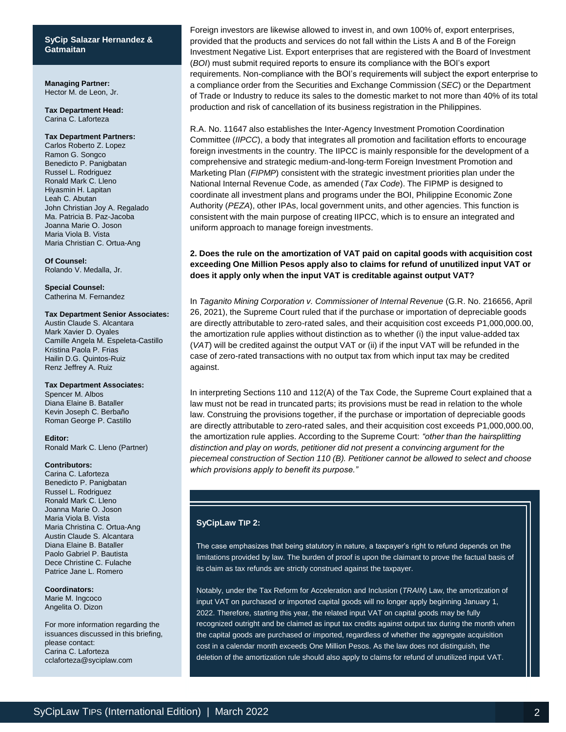**SyCip Salazar Hernandez & Gatmaitan**

**Managing Partner:**
Hector M. de Leon, Jr.

**Tax Department Head:**
Carina C. Laforteza

**Tax Department Partners:**
Carlos Roberto Z. Lopez
Ramon G. Songco
Benedicto P. Panigbatan
Russel L. Rodriguez
Ronald Mark C. Lleno
Hiyasmin H. Lapitan
Leah C. Abutan
John Christian Joy A. Regalado
Ma. Patricia B. Paz-Jacoba
Joanna Marie O. Joson
Maria Viola B. Vista
Maria Christian C. Ortua-Ang

**Of Counsel:**
Rolando V. Medalla, Jr.

**Special Counsel:**
Catherina M. Fernandez

**Tax Department Senior Associates:**
Austin Claude S. Alcantara
Mark Xavier D. Oyales
Camille Angela M. Espeleta-Castillo
Kristina Paola P. Frias
Hailin D.G. Quintos-Ruiz
Renz Jeffrey A. Ruiz

**Tax Department Associates:**
Spencer M. Albos
Diana Elaine B. Bataller
Kevin Joseph C. Berbaño
Roman George P. Castillo

**Editor:**
Ronald Mark C. Lleno (Partner)

**Contributors:**
Carina C. Laforteza
Benedicto P. Panigbatan
Russel L. Rodriguez
Ronald Mark C. Lleno
Joanna Marie O. Joson
Maria Viola B. Vista
Maria Christina C. Ortua-Ang
Austin Claude S. Alcantara
Diana Elaine B. Bataller
Paolo Gabriel P. Bautista
Dece Christine C. Fulache
Patrice Jane L. Romero

**Coordinators:**
Marie M. Ingcoco
Angelita O. Dizon

For more information regarding the issuances discussed in this briefing, please contact:
Carina C. Laforteza
cclaforteza@syciplaw.com

Foreign investors are likewise allowed to invest in, and own 100% of, export enterprises, provided that the products and services do not fall within the Lists A and B of the Foreign Investment Negative List. Export enterprises that are registered with the Board of Investment (*BOI*) must submit required reports to ensure its compliance with the BOI's export requirements. Non-compliance with the BOI's requirements will subject the export enterprise to a compliance order from the Securities and Exchange Commission (*SEC*) or the Department of Trade or Industry to reduce its sales to the domestic market to not more than 40% of its total production and risk of cancellation of its business registration in the Philippines.

R.A. No. 11647 also establishes the Inter-Agency Investment Promotion Coordination Committee (*IIPCC*), a body that integrates all promotion and facilitation efforts to encourage foreign investments in the country. The IIPCC is mainly responsible for the development of a comprehensive and strategic medium-and-long-term Foreign Investment Promotion and Marketing Plan (*FIPMP*) consistent with the strategic investment priorities plan under the National Internal Revenue Code, as amended (*Tax Code*). The FIPMP is designed to coordinate all investment plans and programs under the BOI, Philippine Economic Zone Authority (*PEZA*), other IPAs, local government units, and other agencies. This function is consistent with the main purpose of creating IIPCC, which is to ensure an integrated and uniform approach to manage foreign investments.

**2. Does the rule on the amortization of VAT paid on capital goods with acquisition cost exceeding One Million Pesos apply also to claims for refund of unutilized input VAT or does it apply only when the input VAT is creditable against output VAT?**

In *Taganito Mining Corporation v. Commissioner of Internal Revenue* (G.R. No. 216656, April 26, 2021), the Supreme Court ruled that if the purchase or importation of depreciable goods are directly attributable to zero-rated sales, and their acquisition cost exceeds P1,000,000.00, the amortization rule applies without distinction as to whether (i) the input value-added tax (*VAT*) will be credited against the output VAT or (ii) if the input VAT will be refunded in the case of zero-rated transactions with no output tax from which input tax may be credited against.

In interpreting Sections 110 and 112(A) of the Tax Code, the Supreme Court explained that a law must not be read in truncated parts; its provisions must be read in relation to the whole law. Construing the provisions together, if the purchase or importation of depreciable goods are directly attributable to zero-rated sales, and their acquisition cost exceeds P1,000,000.00, the amortization rule applies. According to the Supreme Court: *"other than the hairsplitting distinction and play on words, petitioner did not present a convincing argument for the piecemeal construction of Section 110 (B). Petitioner cannot be allowed to select and choose which provisions apply to benefit its purpose."*

**SyCipLaw TIP 2:**

The case emphasizes that being statutory in nature, a taxpayer's right to refund depends on the limitations provided by law. The burden of proof is upon the claimant to prove the factual basis of its claim as tax refunds are strictly construed against the taxpayer.

Notably, under the Tax Reform for Acceleration and Inclusion (*TRAIN*) Law, the amortization of input VAT on purchased or imported capital goods will no longer apply beginning January 1, 2022. Therefore, starting this year, the related input VAT on capital goods may be fully recognized outright and be claimed as input tax credits against output tax during the month when the capital goods are purchased or imported, regardless of whether the aggregate acquisition cost in a calendar month exceeds One Million Pesos. As the law does not distinguish, the deletion of the amortization rule should also apply to claims for refund of unutilized input VAT.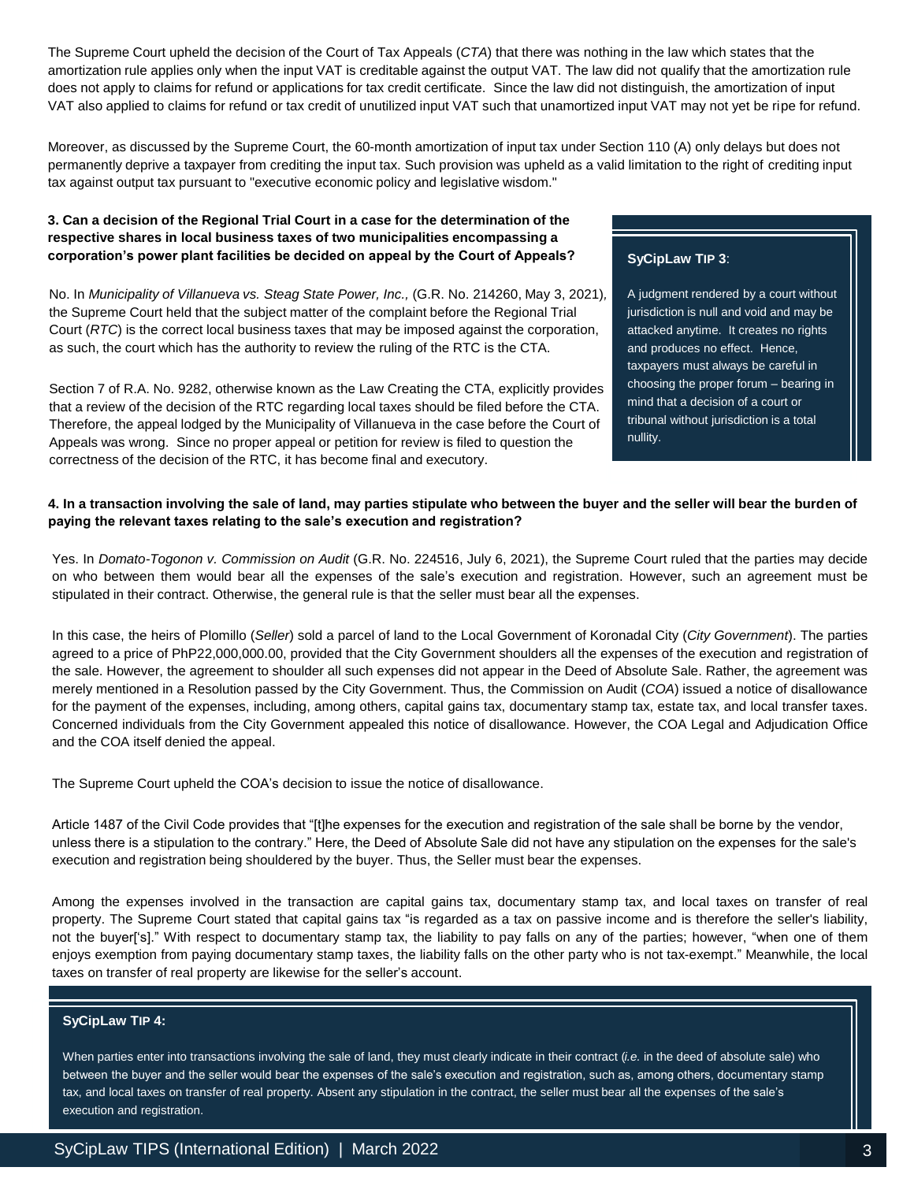The Supreme Court upheld the decision of the Court of Tax Appeals (*CTA*) that there was nothing in the law which states that the amortization rule applies only when the input VAT is creditable against the output VAT. The law did not qualify that the amortization rule does not apply to claims for refund or applications for tax credit certificate. Since the law did not distinguish, the amortization of input VAT also applied to claims for refund or tax credit of unutilized input VAT such that unamortized input VAT may not yet be ripe for refund.

Moreover, as discussed by the Supreme Court, the 60-month amortization of input tax under Section 110 (A) only delays but does not permanently deprive a taxpayer from crediting the input tax. Such provision was upheld as a valid limitation to the right of crediting input tax against output tax pursuant to "executive economic policy and legislative wisdom."

**3. Can a decision of the Regional Trial Court in a case for the determination of the respective shares in local business taxes of two municipalities encompassing a corporation's power plant facilities be decided on appeal by the Court of Appeals?**

No. In *Municipality of Villanueva vs. Steag State Power, Inc.,* (G.R. No. 214260, May 3, 2021), the Supreme Court held that the subject matter of the complaint before the Regional Trial Court (*RTC*) is the correct local business taxes that may be imposed against the corporation, as such, the court which has the authority to review the ruling of the RTC is the CTA.

Section 7 of R.A. No. 9282, otherwise known as the Law Creating the CTA, explicitly provides that a review of the decision of the RTC regarding local taxes should be filed before the CTA. Therefore, the appeal lodged by the Municipality of Villanueva in the case before the Court of Appeals was wrong. Since no proper appeal or petition for review is filed to question the correctness of the decision of the RTC, it has become final and executory.

**SyCipLaw TIP 3**:

A judgment rendered by a court without jurisdiction is null and void and may be attacked anytime. It creates no rights and produces no effect. Hence, taxpayers must always be careful in choosing the proper forum – bearing in mind that a decision of a court or tribunal without jurisdiction is a total nullity.

**4. In a transaction involving the sale of land, may parties stipulate who between the buyer and the seller will bear the burden of paying the relevant taxes relating to the sale's execution and registration?**

Yes. In *Domato-Togonon v. Commission on Audit* (G.R. No. 224516, July 6, 2021), the Supreme Court ruled that the parties may decide on who between them would bear all the expenses of the sale's execution and registration. However, such an agreement must be stipulated in their contract. Otherwise, the general rule is that the seller must bear all the expenses.

In this case, the heirs of Plomillo (*Seller*) sold a parcel of land to the Local Government of Koronadal City (*City Government*). The parties agreed to a price of PhP22,000,000.00, provided that the City Government shoulders all the expenses of the execution and registration of the sale. However, the agreement to shoulder all such expenses did not appear in the Deed of Absolute Sale. Rather, the agreement was merely mentioned in a Resolution passed by the City Government. Thus, the Commission on Audit (*COA*) issued a notice of disallowance for the payment of the expenses, including, among others, capital gains tax, documentary stamp tax, estate tax, and local transfer taxes. Concerned individuals from the City Government appealed this notice of disallowance. However, the COA Legal and Adjudication Office and the COA itself denied the appeal.

The Supreme Court upheld the COA's decision to issue the notice of disallowance.

Article 1487 of the Civil Code provides that "[t]he expenses for the execution and registration of the sale shall be borne by the vendor, unless there is a stipulation to the contrary." Here, the Deed of Absolute Sale did not have any stipulation on the expenses for the sale's execution and registration being shouldered by the buyer. Thus, the Seller must bear the expenses.

Among the expenses involved in the transaction are capital gains tax, documentary stamp tax, and local taxes on transfer of real property. The Supreme Court stated that capital gains tax "is regarded as a tax on passive income and is therefore the seller's liability, not the buyer['s]." With respect to documentary stamp tax, the liability to pay falls on any of the parties; however, "when one of them enjoys exemption from paying documentary stamp taxes, the liability falls on the other party who is not tax-exempt." Meanwhile, the local taxes on transfer of real property are likewise for the seller's account.

**SyCipLaw TIP 4:**

When parties enter into transactions involving the sale of land, they must clearly indicate in their contract (*i.e.* in the deed of absolute sale) who between the buyer and the seller would bear the expenses of the sale's execution and registration, such as, among others, documentary stamp tax, and local taxes on transfer of real property. Absent any stipulation in the contract, the seller must bear all the expenses of the sale's execution and registration.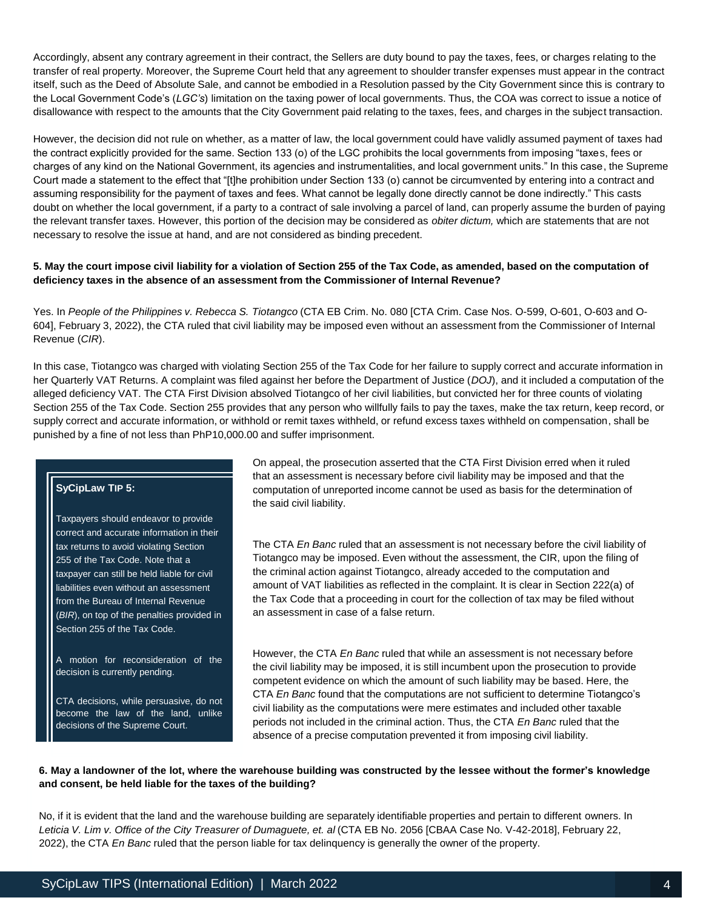Accordingly, absent any contrary agreement in their contract, the Sellers are duty bound to pay the taxes, fees, or charges relating to the transfer of real property. Moreover, the Supreme Court held that any agreement to shoulder transfer expenses must appear in the contract itself, such as the Deed of Absolute Sale, and cannot be embodied in a Resolution passed by the City Government since this is contrary to the Local Government Code's (*LGC's*) limitation on the taxing power of local governments. Thus, the COA was correct to issue a notice of disallowance with respect to the amounts that the City Government paid relating to the taxes, fees, and charges in the subject transaction.

However, the decision did not rule on whether, as a matter of law, the local government could have validly assumed payment of taxes had the contract explicitly provided for the same. Section 133 (o) of the LGC prohibits the local governments from imposing "taxes, fees or charges of any kind on the National Government, its agencies and instrumentalities, and local government units." In this case, the Supreme Court made a statement to the effect that "[t]he prohibition under Section 133 (o) cannot be circumvented by entering into a contract and assuming responsibility for the payment of taxes and fees. What cannot be legally done directly cannot be done indirectly." This casts doubt on whether the local government, if a party to a contract of sale involving a parcel of land, can properly assume the burden of paying the relevant transfer taxes. However, this portion of the decision may be considered as *obiter dictum,* which are statements that are not necessary to resolve the issue at hand, and are not considered as binding precedent.

**5. May the court impose civil liability for a violation of Section 255 of the Tax Code, as amended, based on the computation of deficiency taxes in the absence of an assessment from the Commissioner of Internal Revenue?**

Yes. In *People of the Philippines v. Rebecca S. Tiotangco* (CTA EB Crim. No. 080 [CTA Crim. Case Nos. O-599, O-601, O-603 and O-604], February 3, 2022), the CTA ruled that civil liability may be imposed even without an assessment from the Commissioner of Internal Revenue (*CIR*).

In this case, Tiotangco was charged with violating Section 255 of the Tax Code for her failure to supply correct and accurate information in her Quarterly VAT Returns. A complaint was filed against her before the Department of Justice (*DOJ*), and it included a computation of the alleged deficiency VAT. The CTA First Division absolved Tiotangco of her civil liabilities, but convicted her for three counts of violating Section 255 of the Tax Code. Section 255 provides that any person who willfully fails to pay the taxes, make the tax return, keep record, or supply correct and accurate information, or withhold or remit taxes withheld, or refund excess taxes withheld on compensation, shall be punished by a fine of not less than PhP10,000.00 and suffer imprisonment.

On appeal, the prosecution asserted that the CTA First Division erred when it ruled that an assessment is necessary before civil liability may be imposed and that the computation of unreported income cannot be used as basis for the determination of the said civil liability.

The CTA *En Banc* ruled that an assessment is not necessary before the civil liability of Tiotangco may be imposed. Even without the assessment, the CIR, upon the filing of the criminal action against Tiotangco, already acceded to the computation and amount of VAT liabilities as reflected in the complaint. It is clear in Section 222(a) of the Tax Code that a proceeding in court for the collection of tax may be filed without an assessment in case of a false return.

However, the CTA *En Banc* ruled that while an assessment is not necessary before the civil liability may be imposed, it is still incumbent upon the prosecution to provide competent evidence on which the amount of such liability may be based. Here, the CTA *En Banc* found that the computations are not sufficient to determine Tiotangco's civil liability as the computations were mere estimates and included other taxable periods not included in the criminal action. Thus, the CTA *En Banc* ruled that the absence of a precise computation prevented it from imposing civil liability.

> **SyCipLaw TIP 5:**
>
> Taxpayers should endeavor to provide correct and accurate information in their tax returns to avoid violating Section 255 of the Tax Code. Note that a taxpayer can still be held liable for civil liabilities even without an assessment from the Bureau of Internal Revenue (*BIR*), on top of the penalties provided in Section 255 of the Tax Code.
>
> A motion for reconsideration of the decision is currently pending.
>
> CTA decisions, while persuasive, do not become the law of the land, unlike decisions of the Supreme Court.

**6. May a landowner of the lot, where the warehouse building was constructed by the lessee without the former's knowledge and consent, be held liable for the taxes of the building?**

No, if it is evident that the land and the warehouse building are separately identifiable properties and pertain to different owners. In *Leticia V. Lim v. Office of the City Treasurer of Dumaguete, et. al* (CTA EB No. 2056 [CBAA Case No. V-42-2018], February 22, 2022), the CTA *En Banc* ruled that the person liable for tax delinquency is generally the owner of the property.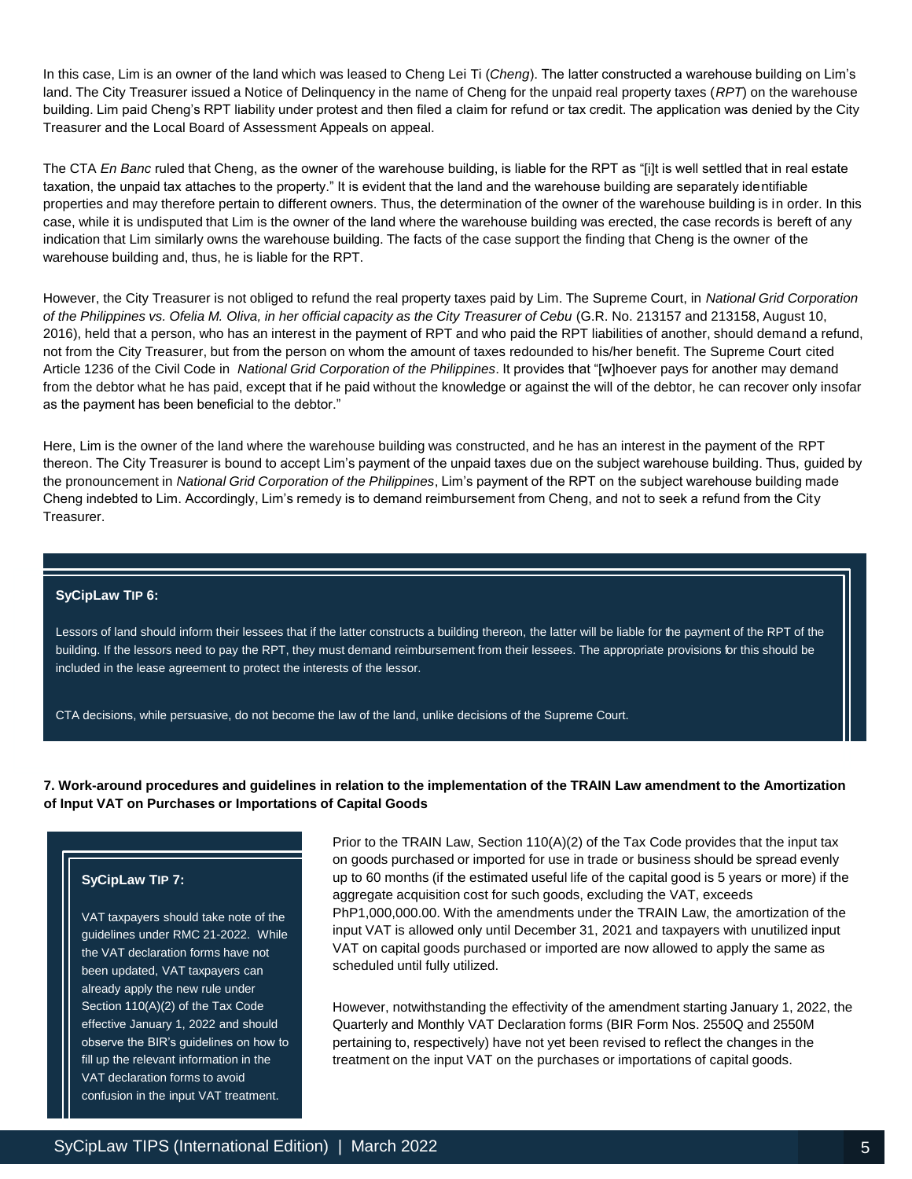In this case, Lim is an owner of the land which was leased to Cheng Lei Ti (*Cheng*). The latter constructed a warehouse building on Lim's land. The City Treasurer issued a Notice of Delinquency in the name of Cheng for the unpaid real property taxes (*RPT*) on the warehouse building. Lim paid Cheng's RPT liability under protest and then filed a claim for refund or tax credit. The application was denied by the City Treasurer and the Local Board of Assessment Appeals on appeal.

The CTA *En Banc* ruled that Cheng, as the owner of the warehouse building, is liable for the RPT as "[i]t is well settled that in real estate taxation, the unpaid tax attaches to the property." It is evident that the land and the warehouse building are separately identifiable properties and may therefore pertain to different owners. Thus, the determination of the owner of the warehouse building is in order. In this case, while it is undisputed that Lim is the owner of the land where the warehouse building was erected, the case records is bereft of any indication that Lim similarly owns the warehouse building. The facts of the case support the finding that Cheng is the owner of the warehouse building and, thus, he is liable for the RPT.

However, the City Treasurer is not obliged to refund the real property taxes paid by Lim. The Supreme Court, in *National Grid Corporation of the Philippines vs. Ofelia M. Oliva, in her official capacity as the City Treasurer of Cebu* (G.R. No. 213157 and 213158, August 10, 2016), held that a person, who has an interest in the payment of RPT and who paid the RPT liabilities of another, should demand a refund, not from the City Treasurer, but from the person on whom the amount of taxes redounded to his/her benefit. The Supreme Court cited Article 1236 of the Civil Code in *National Grid Corporation of the Philippines*. It provides that "[w]hoever pays for another may demand from the debtor what he has paid, except that if he paid without the knowledge or against the will of the debtor, he can recover only insofar as the payment has been beneficial to the debtor."

Here, Lim is the owner of the land where the warehouse building was constructed, and he has an interest in the payment of the RPT thereon. The City Treasurer is bound to accept Lim's payment of the unpaid taxes due on the subject warehouse building. Thus, guided by the pronouncement in *National Grid Corporation of the Philippines*, Lim's payment of the RPT on the subject warehouse building made Cheng indebted to Lim. Accordingly, Lim's remedy is to demand reimbursement from Cheng, and not to seek a refund from the City Treasurer.

**SyCipLaw TIP 6:**

Lessors of land should inform their lessees that if the latter constructs a building thereon, the latter will be liable for the payment of the RPT of the building. If the lessors need to pay the RPT, they must demand reimbursement from their lessees. The appropriate provisions for this should be included in the lease agreement to protect the interests of the lessor.

CTA decisions, while persuasive, do not become the law of the land, unlike decisions of the Supreme Court.

**7. Work-around procedures and guidelines in relation to the implementation of the TRAIN Law amendment to the Amortization of Input VAT on Purchases or Importations of Capital Goods**

Prior to the TRAIN Law, Section 110(A)(2) of the Tax Code provides that the input tax on goods purchased or imported for use in trade or business should be spread evenly up to 60 months (if the estimated useful life of the capital good is 5 years or more) if the aggregate acquisition cost for such goods, excluding the VAT, exceeds PhP1,000,000.00. With the amendments under the TRAIN Law, the amortization of the input VAT is allowed only until December 31, 2021 and taxpayers with unutilized input VAT on capital goods purchased or imported are now allowed to apply the same as scheduled until fully utilized.

However, notwithstanding the effectivity of the amendment starting January 1, 2022, the Quarterly and Monthly VAT Declaration forms (BIR Form Nos. 2550Q and 2550M pertaining to, respectively) have not yet been revised to reflect the changes in the treatment on the input VAT on the purchases or importations of capital goods.

**SyCipLaw TIP 7:**

VAT taxpayers should take note of the guidelines under RMC 21-2022. While the VAT declaration forms have not been updated, VAT taxpayers can already apply the new rule under Section 110(A)(2) of the Tax Code effective January 1, 2022 and should observe the BIR's guidelines on how to fill up the relevant information in the VAT declaration forms to avoid confusion in the input VAT treatment.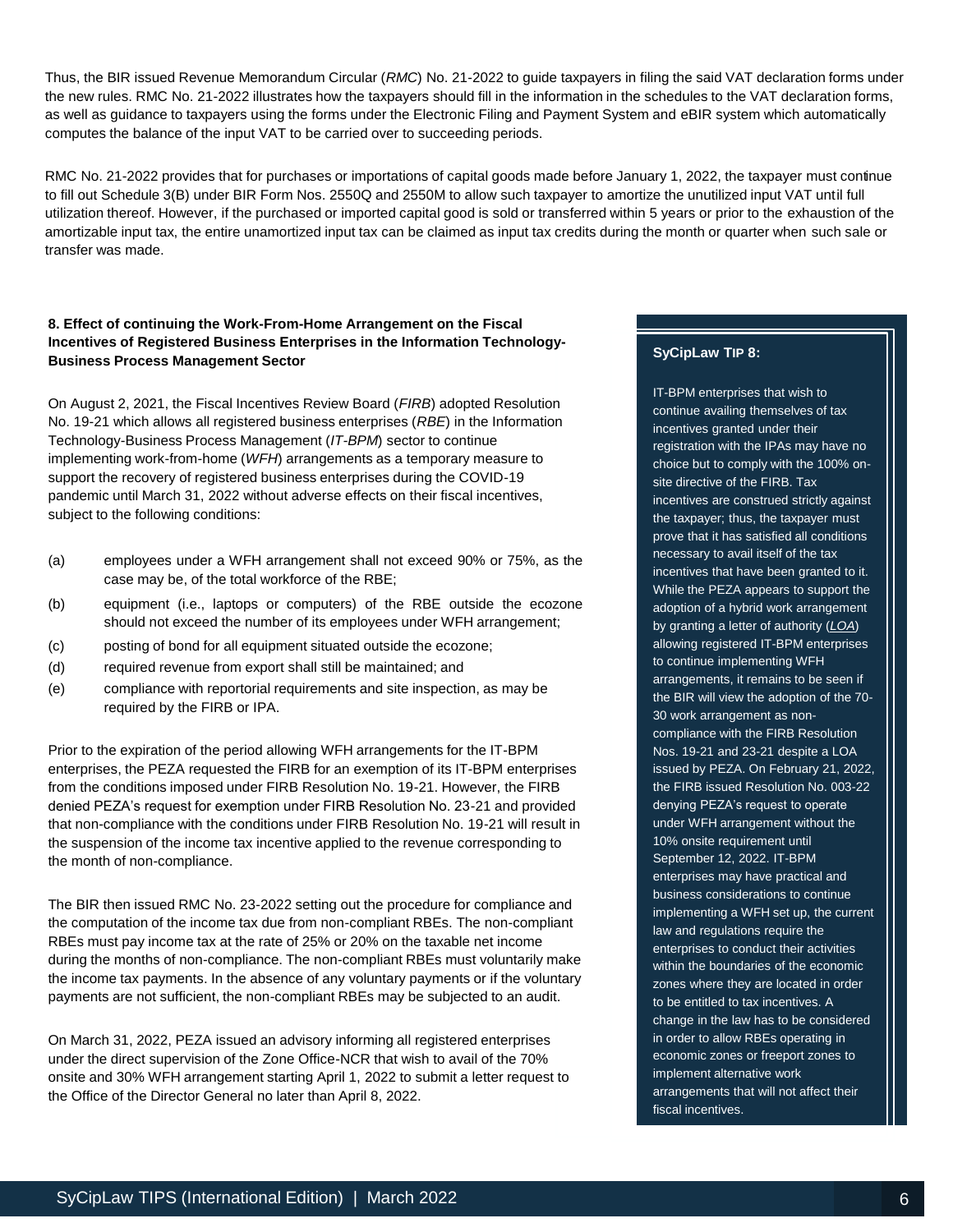Thus, the BIR issued Revenue Memorandum Circular (*RMC*) No. 21-2022 to guide taxpayers in filing the said VAT declaration forms under the new rules. RMC No. 21-2022 illustrates how the taxpayers should fill in the information in the schedules to the VAT declaration forms, as well as guidance to taxpayers using the forms under the Electronic Filing and Payment System and eBIR system which automatically computes the balance of the input VAT to be carried over to succeeding periods.

RMC No. 21-2022 provides that for purchases or importations of capital goods made before January 1, 2022, the taxpayer must continue to fill out Schedule 3(B) under BIR Form Nos. 2550Q and 2550M to allow such taxpayer to amortize the unutilized input VAT until full utilization thereof. However, if the purchased or imported capital good is sold or transferred within 5 years or prior to the exhaustion of the amortizable input tax, the entire unamortized input tax can be claimed as input tax credits during the month or quarter when such sale or transfer was made.

**8. Effect of continuing the Work-From-Home Arrangement on the Fiscal Incentives of Registered Business Enterprises in the Information Technology-Business Process Management Sector**

On August 2, 2021, the Fiscal Incentives Review Board (*FIRB*) adopted Resolution No. 19-21 which allows all registered business enterprises (*RBE*) in the Information Technology-Business Process Management (*IT-BPM*) sector to continue implementing work-from-home (*WFH*) arrangements as a temporary measure to support the recovery of registered business enterprises during the COVID-19 pandemic until March 31, 2022 without adverse effects on their fiscal incentives, subject to the following conditions:

(a) employees under a WFH arrangement shall not exceed 90% or 75%, as the case may be, of the total workforce of the RBE;

(b) equipment (i.e., laptops or computers) of the RBE outside the ecozone should not exceed the number of its employees under WFH arrangement;

(c) posting of bond for all equipment situated outside the ecozone;

(d) required revenue from export shall still be maintained; and

(e) compliance with reportorial requirements and site inspection, as may be required by the FIRB or IPA.

Prior to the expiration of the period allowing WFH arrangements for the IT-BPM enterprises, the PEZA requested the FIRB for an exemption of its IT-BPM enterprises from the conditions imposed under FIRB Resolution No. 19-21. However, the FIRB denied PEZA's request for exemption under FIRB Resolution No. 23-21 and provided that non-compliance with the conditions under FIRB Resolution No. 19-21 will result in the suspension of the income tax incentive applied to the revenue corresponding to the month of non-compliance.

The BIR then issued RMC No. 23-2022 setting out the procedure for compliance and the computation of the income tax due from non-compliant RBEs. The non-compliant RBEs must pay income tax at the rate of 25% or 20% on the taxable net income during the months of non-compliance. The non-compliant RBEs must voluntarily make the income tax payments. In the absence of any voluntary payments or if the voluntary payments are not sufficient, the non-compliant RBEs may be subjected to an audit.

On March 31, 2022, PEZA issued an advisory informing all registered enterprises under the direct supervision of the Zone Office-NCR that wish to avail of the 70% onsite and 30% WFH arrangement starting April 1, 2022 to submit a letter request to the Office of the Director General no later than April 8, 2022.

**SyCipLaw TIP 8:**

IT-BPM enterprises that wish to continue availing themselves of tax incentives granted under their registration with the IPAs may have no choice but to comply with the 100% on-site directive of the FIRB. Tax incentives are construed strictly against the taxpayer; thus, the taxpayer must prove that it has satisfied all conditions necessary to avail itself of the tax incentives that have been granted to it. While the PEZA appears to support the adoption of a hybrid work arrangement by granting a letter of authority (*LOA*) allowing registered IT-BPM enterprises to continue implementing WFH arrangements, it remains to be seen if the BIR will view the adoption of the 70-30 work arrangement as non-compliance with the FIRB Resolution Nos. 19-21 and 23-21 despite a LOA issued by PEZA. On February 21, 2022, the FIRB issued Resolution No. 003-22 denying PEZA's request to operate under WFH arrangement without the 10% onsite requirement until September 12, 2022. IT-BPM enterprises may have practical and business considerations to continue implementing a WFH set up, the current law and regulations require the enterprises to conduct their activities within the boundaries of the economic zones where they are located in order to be entitled to tax incentives. A change in the law has to be considered in order to allow RBEs operating in economic zones or freeport zones to implement alternative work arrangements that will not affect their fiscal incentives.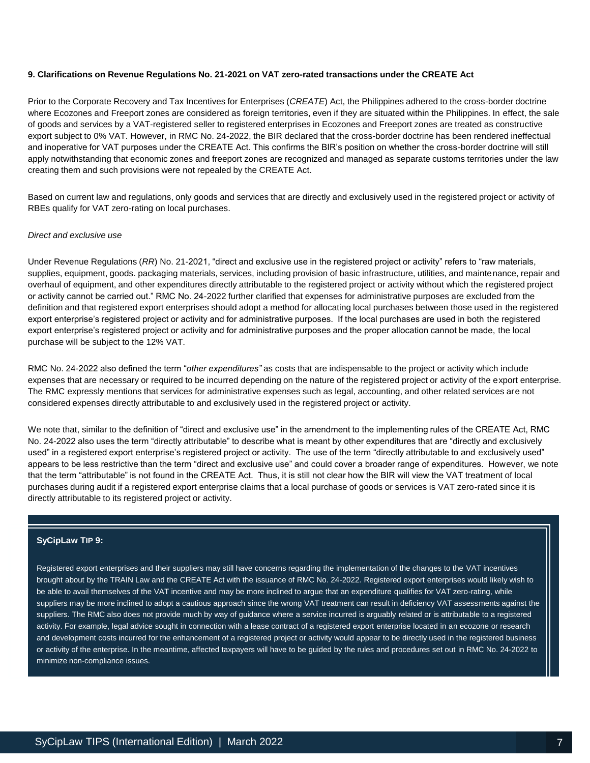**9. Clarifications on Revenue Regulations No. 21-2021 on VAT zero-rated transactions under the CREATE Act**

Prior to the Corporate Recovery and Tax Incentives for Enterprises (*CREATE*) Act, the Philippines adhered to the cross-border doctrine where Ecozones and Freeport zones are considered as foreign territories, even if they are situated within the Philippines. In effect, the sale of goods and services by a VAT-registered seller to registered enterprises in Ecozones and Freeport zones are treated as constructive export subject to 0% VAT. However, in RMC No. 24-2022, the BIR declared that the cross-border doctrine has been rendered ineffectual and inoperative for VAT purposes under the CREATE Act. This confirms the BIR's position on whether the cross-border doctrine will still apply notwithstanding that economic zones and freeport zones are recognized and managed as separate customs territories under the law creating them and such provisions were not repealed by the CREATE Act.

Based on current law and regulations, only goods and services that are directly and exclusively used in the registered project or activity of RBEs qualify for VAT zero-rating on local purchases.

*Direct and exclusive use*

Under Revenue Regulations (*RR*) No. 21-2021, "direct and exclusive use in the registered project or activity" refers to "raw materials, supplies, equipment, goods. packaging materials, services, including provision of basic infrastructure, utilities, and maintenance, repair and overhaul of equipment, and other expenditures directly attributable to the registered project or activity without which the registered project or activity cannot be carried out." RMC No. 24-2022 further clarified that expenses for administrative purposes are excluded from the definition and that registered export enterprises should adopt a method for allocating local purchases between those used in the registered export enterprise's registered project or activity and for administrative purposes. If the local purchases are used in both the registered export enterprise's registered project or activity and for administrative purposes and the proper allocation cannot be made, the local purchase will be subject to the 12% VAT.

RMC No. 24-2022 also defined the term "*other expenditures"* as costs that are indispensable to the project or activity which include expenses that are necessary or required to be incurred depending on the nature of the registered project or activity of the export enterprise. The RMC expressly mentions that services for administrative expenses such as legal, accounting, and other related services are not considered expenses directly attributable to and exclusively used in the registered project or activity.

We note that, similar to the definition of "direct and exclusive use" in the amendment to the implementing rules of the CREATE Act, RMC No. 24-2022 also uses the term "directly attributable" to describe what is meant by other expenditures that are "directly and exclusively used" in a registered export enterprise's registered project or activity. The use of the term "directly attributable to and exclusively used" appears to be less restrictive than the term "direct and exclusive use" and could cover a broader range of expenditures. However, we note that the term "attributable" is not found in the CREATE Act. Thus, it is still not clear how the BIR will view the VAT treatment of local purchases during audit if a registered export enterprise claims that a local purchase of goods or services is VAT zero-rated since it is directly attributable to its registered project or activity.

**SyCipLaw TIP 9:**

Registered export enterprises and their suppliers may still have concerns regarding the implementation of the changes to the VAT incentives brought about by the TRAIN Law and the CREATE Act with the issuance of RMC No. 24-2022. Registered export enterprises would likely wish to be able to avail themselves of the VAT incentive and may be more inclined to argue that an expenditure qualifies for VAT zero-rating, while suppliers may be more inclined to adopt a cautious approach since the wrong VAT treatment can result in deficiency VAT assessments against the suppliers. The RMC also does not provide much by way of guidance where a service incurred is arguably related or is attributable to a registered activity. For example, legal advice sought in connection with a lease contract of a registered export enterprise located in an ecozone or research and development costs incurred for the enhancement of a registered project or activity would appear to be directly used in the registered business or activity of the enterprise. In the meantime, affected taxpayers will have to be guided by the rules and procedures set out in RMC No. 24-2022 to minimize non-compliance issues.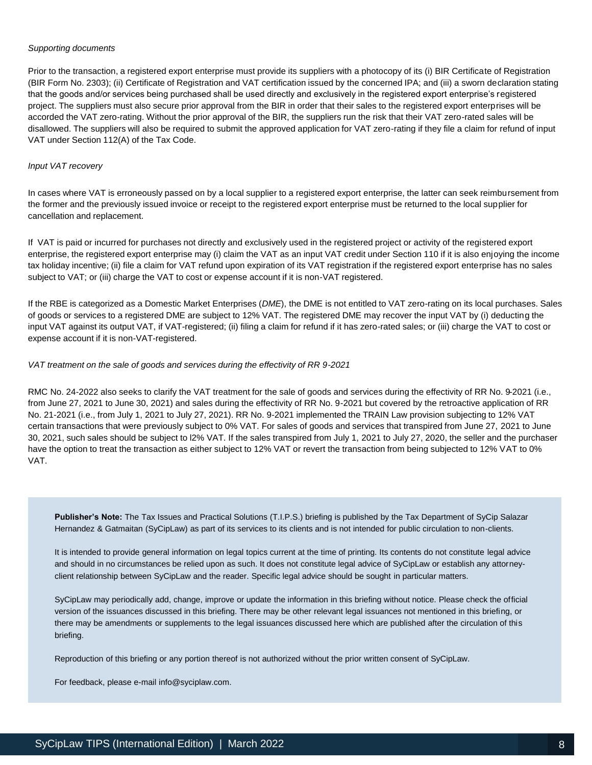*Supporting documents*

Prior to the transaction, a registered export enterprise must provide its suppliers with a photocopy of its (i) BIR Certificate of Registration (BIR Form No. 2303); (ii) Certificate of Registration and VAT certification issued by the concerned IPA; and (iii) a sworn declaration stating that the goods and/or services being purchased shall be used directly and exclusively in the registered export enterprise's registered project. The suppliers must also secure prior approval from the BIR in order that their sales to the registered export enterprises will be accorded the VAT zero-rating. Without the prior approval of the BIR, the suppliers run the risk that their VAT zero-rated sales will be disallowed. The suppliers will also be required to submit the approved application for VAT zero-rating if they file a claim for refund of input VAT under Section 112(A) of the Tax Code.

*Input VAT recovery*

In cases where VAT is erroneously passed on by a local supplier to a registered export enterprise, the latter can seek reimbursement from the former and the previously issued invoice or receipt to the registered export enterprise must be returned to the local supplier for cancellation and replacement.

If VAT is paid or incurred for purchases not directly and exclusively used in the registered project or activity of the registered export enterprise, the registered export enterprise may (i) claim the VAT as an input VAT credit under Section 110 if it is also enjoying the income tax holiday incentive; (ii) file a claim for VAT refund upon expiration of its VAT registration if the registered export enterprise has no sales subject to VAT; or (iii) charge the VAT to cost or expense account if it is non-VAT registered.

If the RBE is categorized as a Domestic Market Enterprises (*DME*), the DME is not entitled to VAT zero-rating on its local purchases. Sales of goods or services to a registered DME are subject to 12% VAT. The registered DME may recover the input VAT by (i) deducting the input VAT against its output VAT, if VAT-registered; (ii) filing a claim for refund if it has zero-rated sales; or (iii) charge the VAT to cost or expense account if it is non-VAT-registered.

*VAT treatment on the sale of goods and services during the effectivity of RR 9-2021*

RMC No. 24-2022 also seeks to clarify the VAT treatment for the sale of goods and services during the effectivity of RR No. 9-2021 (i.e., from June 27, 2021 to June 30, 2021) and sales during the effectivity of RR No. 9-2021 but covered by the retroactive application of RR No. 21-2021 (i.e., from July 1, 2021 to July 27, 2021). RR No. 9-2021 implemented the TRAIN Law provision subjecting to 12% VAT certain transactions that were previously subject to 0% VAT. For sales of goods and services that transpired from June 27, 2021 to June 30, 2021, such sales should be subject to l2% VAT. If the sales transpired from July 1, 2021 to July 27, 2020, the seller and the purchaser have the option to treat the transaction as either subject to 12% VAT or revert the transaction from being subjected to 12% VAT to 0% VAT.

**Publisher's Note:** The Tax Issues and Practical Solutions (T.I.P.S.) briefing is published by the Tax Department of SyCip Salazar Hernandez & Gatmaitan (SyCipLaw) as part of its services to its clients and is not intended for public circulation to non-clients.

It is intended to provide general information on legal topics current at the time of printing. Its contents do not constitute legal advice and should in no circumstances be relied upon as such. It does not constitute legal advice of SyCipLaw or establish any attorney-client relationship between SyCipLaw and the reader. Specific legal advice should be sought in particular matters.

SyCipLaw may periodically add, change, improve or update the information in this briefing without notice. Please check the official version of the issuances discussed in this briefing. There may be other relevant legal issuances not mentioned in this briefing, or there may be amendments or supplements to the legal issuances discussed here which are published after the circulation of this briefing.

Reproduction of this briefing or any portion thereof is not authorized without the prior written consent of SyCipLaw.

For feedback, please e-mail info@syciplaw.com.